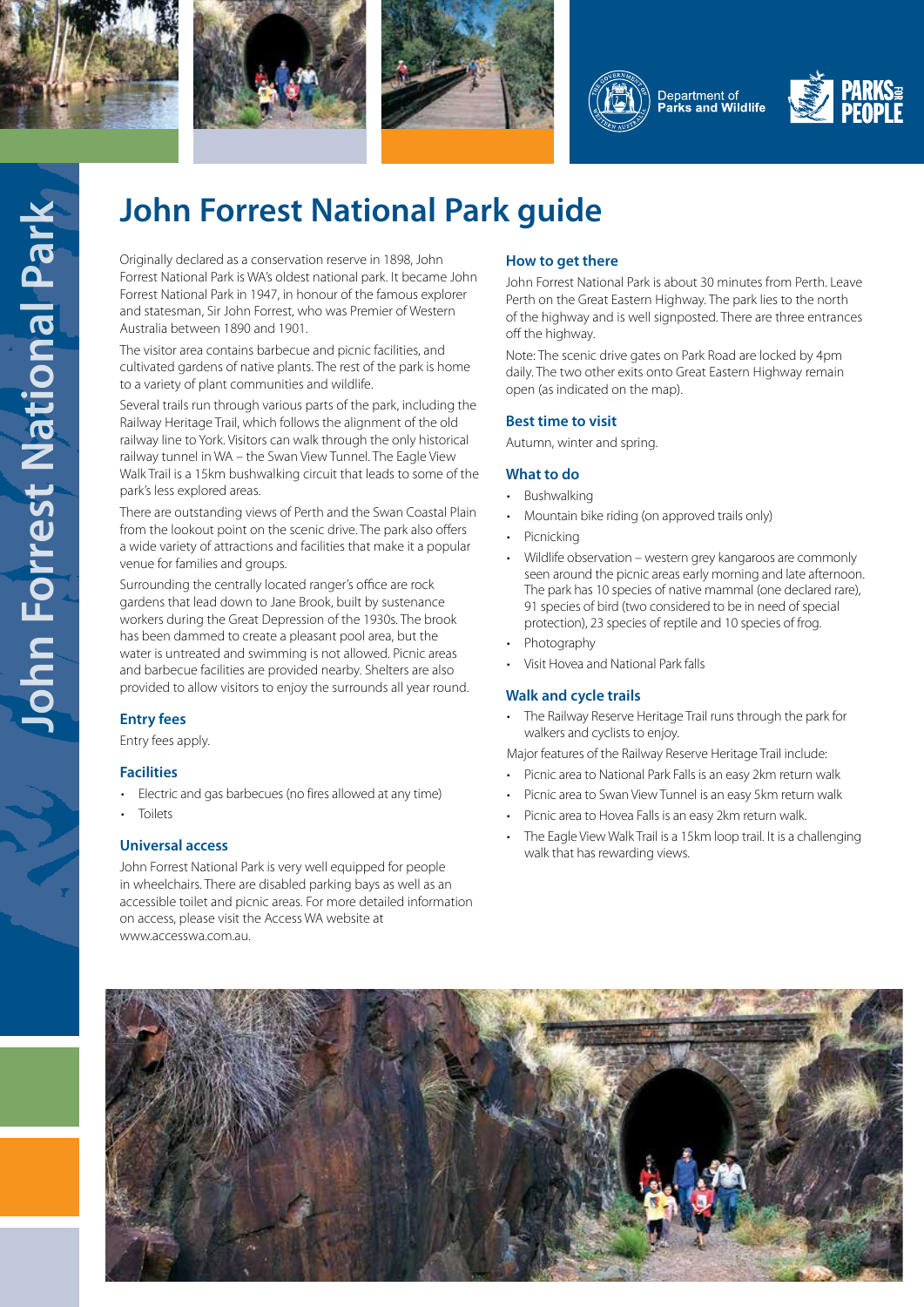Department of Parks and Wildlife

PARKS FOR PEOPLE

# John Forrest National Park guide

Originally declared as a conservation reserve in 1898, John Forrest National Park is WA's oldest national park. It became John Forrest National Park in 1947, in honour of the famous explorer and statesman, Sir John Forrest, who was Premier of Western Australia between 1890 and 1901.

The visitor area contains barbecue and picnic facilities, and cultivated gardens of native plants. The rest of the park is home to a variety of plant communities and wildlife.

Several trails run through various parts of the park, including the Railway Heritage Trail, which follows the alignment of the old railway line to York. Visitors can walk through the only historical railway tunnel in WA – the Swan View Tunnel. The Eagle View Walk Trail is a 15km bushwalking circuit that leads to some of the park's less explored areas.

There are outstanding views of Perth and the Swan Coastal Plain from the lookout point on the scenic drive. The park also offers a wide variety of attractions and facilities that make it a popular venue for families and groups.

Surrounding the centrally located ranger's office are rock gardens that lead down to Jane Brook, built by sustenance workers during the Great Depression of the 1930s. The brook has been dammed to create a pleasant pool area, but the water is untreated and swimming is not allowed. Picnic areas and barbecue facilities are provided nearby. Shelters are also provided to allow visitors to enjoy the surrounds all year round.

### Entry fees

Entry fees apply.

### Facilities

- Electric and gas barbecues (no fires allowed at any time)
- Toilets

### Universal access

John Forrest National Park is very well equipped for people in wheelchairs. There are disabled parking bays as well as an accessible toilet and picnic areas. For more detailed information on access, please visit the Access WA website at www.accesswa.com.au.

### How to get there

John Forrest National Park is about 30 minutes from Perth. Leave Perth on the Great Eastern Highway. The park lies to the north of the highway and is well signposted. There are three entrances off the highway.

Note: The scenic drive gates on Park Road are locked by 4pm daily. The two other exits onto Great Eastern Highway remain open (as indicated on the map).

### Best time to visit

Autumn, winter and spring.

### What to do

- Bushwalking
- Mountain bike riding (on approved trails only)
- Picnicking
- Wildlife observation – western grey kangaroos are commonly seen around the picnic areas early morning and late afternoon. The park has 10 species of native mammal (one declared rare), 91 species of bird (two considered to be in need of special protection), 23 species of reptile and 10 species of frog.
- Photography
- Visit Hovea and National Park falls

### Walk and cycle trails

- The Railway Reserve Heritage Trail runs through the park for walkers and cyclists to enjoy.

Major features of the Railway Reserve Heritage Trail include:

- Picnic area to National Park Falls is an easy 2km return walk
- Picnic area to Swan View Tunnel is an easy 5km return walk
- Picnic area to Hovea Falls is an easy 2km return walk.
- The Eagle View Walk Trail is a 15km loop trail. It is a challenging walk that has rewarding views.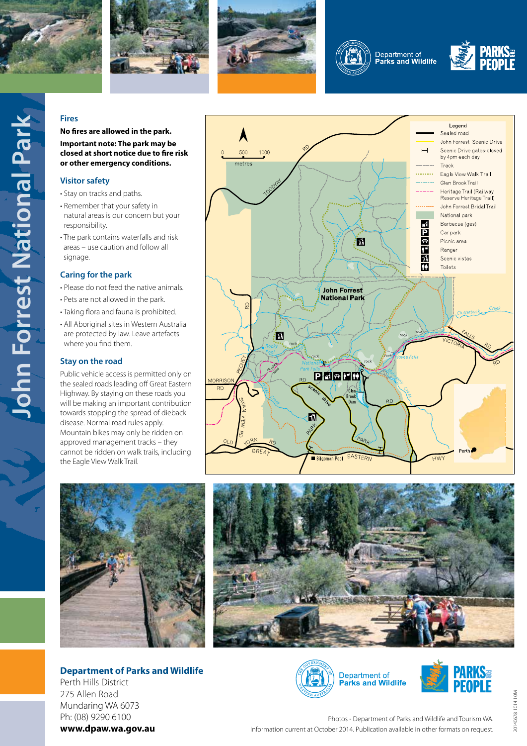# John Forrest National Park

Department of Parks and Wildlife

PARKS FOR PEOPLE

## Fires

**No fires are allowed in the park.**

**Important note: The park may be closed at short notice due to fire risk or other emergency conditions.**

## Visitor safety

- Stay on tracks and paths.
- Remember that your safety in natural areas is our concern but your responsibility.
- The park contains waterfalls and risk areas – use caution and follow all signage.

## Caring for the park

- Please do not feed the native animals.
- Pets are not allowed in the park.
- Taking flora and fauna is prohibited.
- All Aboriginal sites in Western Australia are protected by law. Leave artefacts where you find them.

## Stay on the road

Public vehicle access is permitted only on the sealed roads leading off Great Eastern Highway. By staying on these roads you will be making an important contribution towards stopping the spread of dieback disease. Normal road rules apply. Mountain bikes may only be ridden on approved management tracks – they cannot be ridden on walk trails, including the Eagle View Walk Trail.

Legend
Sealed road
John Forrest Scenic Drive
Scenic Drive gates-closed by 4pm each day
Track
Eagle View Walk Trail
Glen Brook Trail
Heritage Trail (Railway Reserve Heritage Trail)
John Forrest Bridal Trail
National park
Barbecue (gas)
Car park
Picnic area
Ranger
Scenic vistas
Toilets

0 500 1000
metres

John Forrest National Park
TOODYAY RD
MORRISON RD
PECHEY RD
SWAN VIEW RD
OLD YORK RD
GREAT EASTERN HWY
VICTORIA RD
FALLS RD
Clutterbuck Creek
Hovea Falls
National Park Falls
Rocky Pool
Glen Brook Dam
scenic drive
PARK RD
Bilgoman Pool
Perth

**Department of Parks and Wildlife**
Perth Hills District
275 Allen Road
Mundaring WA 6073
Ph: (08) 9290 6100
**www.dpaw.wa.gov.au**

Photos - Department of Parks and Wildlife and Tourism WA.
Information current at October 2014. Publication available in other formats on request.

20140678 1014 10M